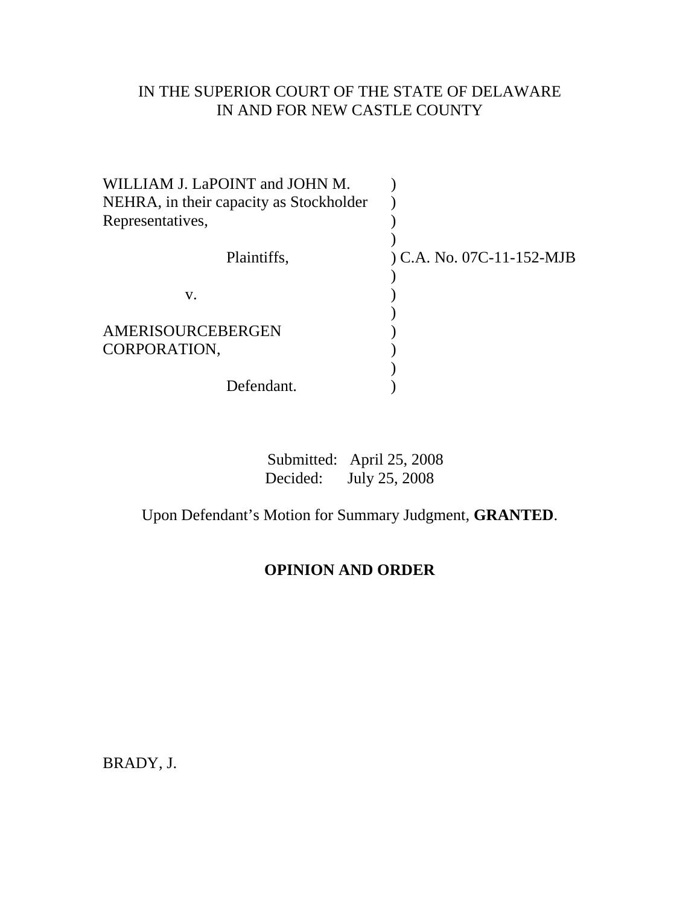IN THE SUPERIOR COURT OF THE STATE OF DELAWARE
IN AND FOR NEW CASTLE COUNTY

WILLIAM J. LaPOINT and JOHN M. NEHRA, in their capacity as Stockholder Representatives,

Plaintiffs,

v.

AMERISOURCEBERGEN CORPORATION,

Defendant.

C.A. No. 07C-11-152-MJB

Submitted: April 25, 2008
Decided: July 25, 2008

Upon Defendant's Motion for Summary Judgment, **GRANTED**.

**OPINION AND ORDER**

BRADY, J.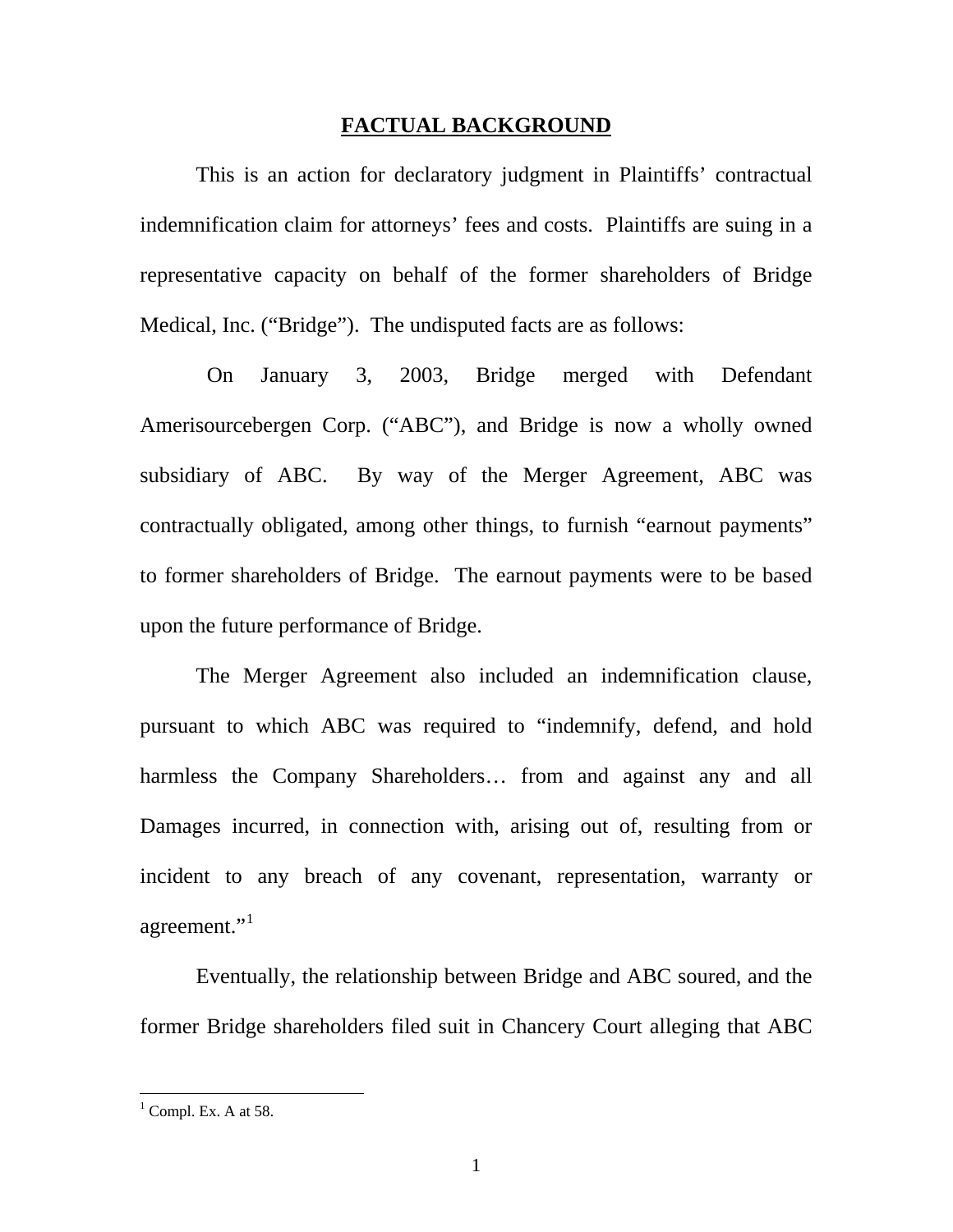## FACTUAL BACKGROUND

This is an action for declaratory judgment in Plaintiffs' contractual indemnification claim for attorneys' fees and costs. Plaintiffs are suing in a representative capacity on behalf of the former shareholders of Bridge Medical, Inc. ("Bridge"). The undisputed facts are as follows:

On January 3, 2003, Bridge merged with Defendant Amerisourcebergen Corp. ("ABC"), and Bridge is now a wholly owned subsidiary of ABC. By way of the Merger Agreement, ABC was contractually obligated, among other things, to furnish "earnout payments" to former shareholders of Bridge. The earnout payments were to be based upon the future performance of Bridge.

The Merger Agreement also included an indemnification clause, pursuant to which ABC was required to "indemnify, defend, and hold harmless the Company Shareholders… from and against any and all Damages incurred, in connection with, arising out of, resulting from or incident to any breach of any covenant, representation, warranty or agreement."[1]

Eventually, the relationship between Bridge and ABC soured, and the former Bridge shareholders filed suit in Chancery Court alleging that ABC

[1] Compl. Ex. A at 58.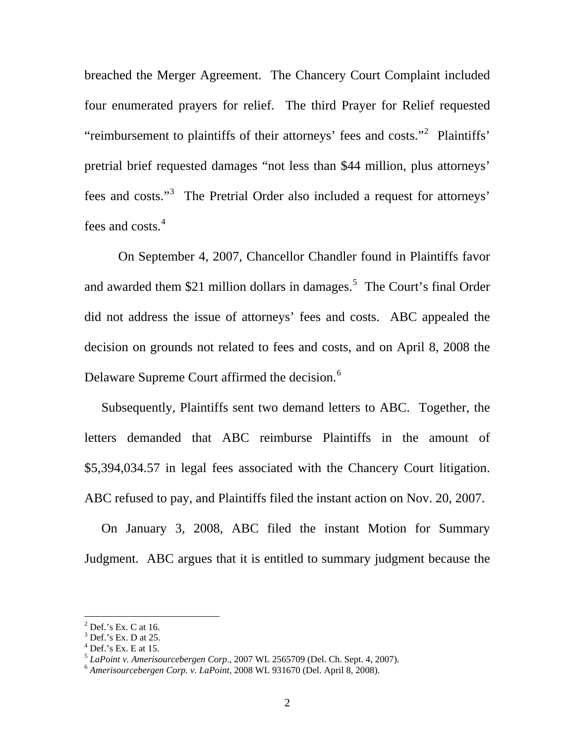breached the Merger Agreement. The Chancery Court Complaint included four enumerated prayers for relief. The third Prayer for Relief requested "reimbursement to plaintiffs of their attorneys' fees and costs."[2] Plaintiffs' pretrial brief requested damages "not less than $44 million, plus attorneys' fees and costs."[3] The Pretrial Order also included a request for attorneys' fees and costs.[4]

On September 4, 2007, Chancellor Chandler found in Plaintiffs favor and awarded them $21 million dollars in damages.[5] The Court's final Order did not address the issue of attorneys' fees and costs. ABC appealed the decision on grounds not related to fees and costs, and on April 8, 2008 the Delaware Supreme Court affirmed the decision.[6]

Subsequently, Plaintiffs sent two demand letters to ABC. Together, the letters demanded that ABC reimburse Plaintiffs in the amount of $5,394,034.57 in legal fees associated with the Chancery Court litigation. ABC refused to pay, and Plaintiffs filed the instant action on Nov. 20, 2007.

On January 3, 2008, ABC filed the instant Motion for Summary Judgment. ABC argues that it is entitled to summary judgment because the

---

[2] Def.'s Ex. C at 16.
[3] Def.'s Ex. D at 25.
[4] Def.'s Ex. E at 15.
[5] *LaPoint v. Amerisourcebergen Corp*., 2007 WL 2565709 (Del. Ch. Sept. 4, 2007).
[6] *Amerisourcebergen Corp. v. LaPoint*, 2008 WL 931670 (Del. April 8, 2008).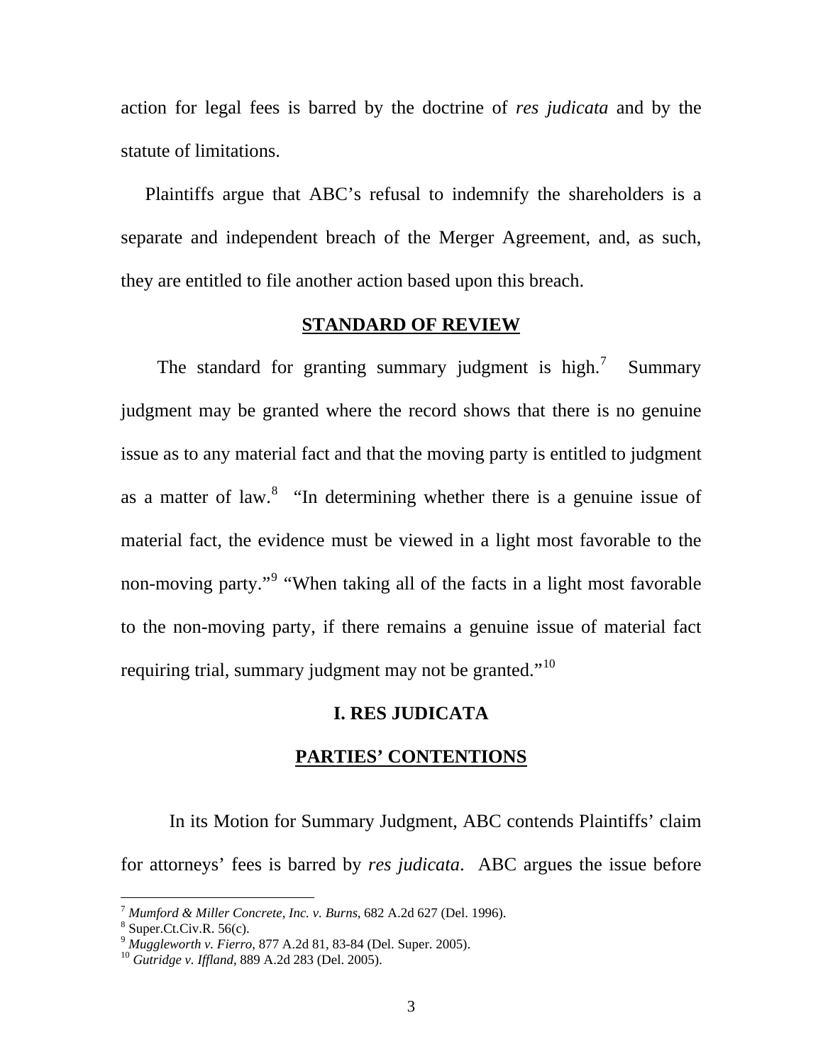action for legal fees is barred by the doctrine of *res judicata* and by the statute of limitations.

Plaintiffs argue that ABC's refusal to indemnify the shareholders is a separate and independent breach of the Merger Agreement, and, as such, they are entitled to file another action based upon this breach.

## STANDARD OF REVIEW

The standard for granting summary judgment is high.[7] Summary judgment may be granted where the record shows that there is no genuine issue as to any material fact and that the moving party is entitled to judgment as a matter of law.[8] "In determining whether there is a genuine issue of material fact, the evidence must be viewed in a light most favorable to the non-moving party."[9] "When taking all of the facts in a light most favorable to the non-moving party, if there remains a genuine issue of material fact requiring trial, summary judgment may not be granted."[10]

## I. RES JUDICATA

### PARTIES' CONTENTIONS

In its Motion for Summary Judgment, ABC contends Plaintiffs' claim for attorneys' fees is barred by *res judicata*. ABC argues the issue before

---

[7] *Mumford & Miller Concrete, Inc. v. Burns*, 682 A.2d 627 (Del. 1996).
[8] Super.Ct.Civ.R. 56(c).
[9] *Muggleworth v. Fierro*, 877 A.2d 81, 83-84 (Del. Super. 2005).
[10] *Gutridge v. Iffland*, 889 A.2d 283 (Del. 2005).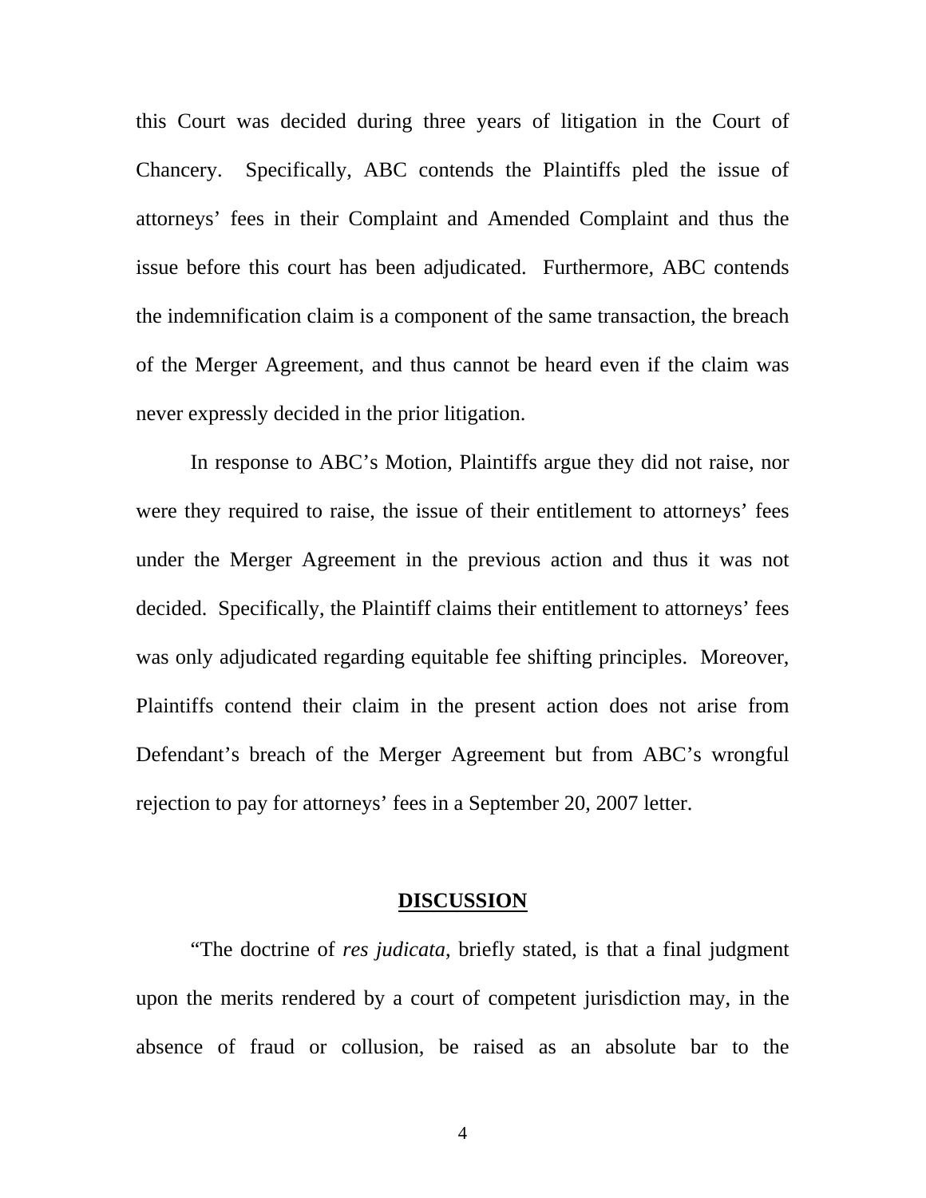this Court was decided during three years of litigation in the Court of Chancery. Specifically, ABC contends the Plaintiffs pled the issue of attorneys' fees in their Complaint and Amended Complaint and thus the issue before this court has been adjudicated. Furthermore, ABC contends the indemnification claim is a component of the same transaction, the breach of the Merger Agreement, and thus cannot be heard even if the claim was never expressly decided in the prior litigation.

In response to ABC's Motion, Plaintiffs argue they did not raise, nor were they required to raise, the issue of their entitlement to attorneys' fees under the Merger Agreement in the previous action and thus it was not decided. Specifically, the Plaintiff claims their entitlement to attorneys' fees was only adjudicated regarding equitable fee shifting principles. Moreover, Plaintiffs contend their claim in the present action does not arise from Defendant's breach of the Merger Agreement but from ABC's wrongful rejection to pay for attorneys' fees in a September 20, 2007 letter.

## DISCUSSION

"The doctrine of *res judicata*, briefly stated, is that a final judgment upon the merits rendered by a court of competent jurisdiction may, in the absence of fraud or collusion, be raised as an absolute bar to the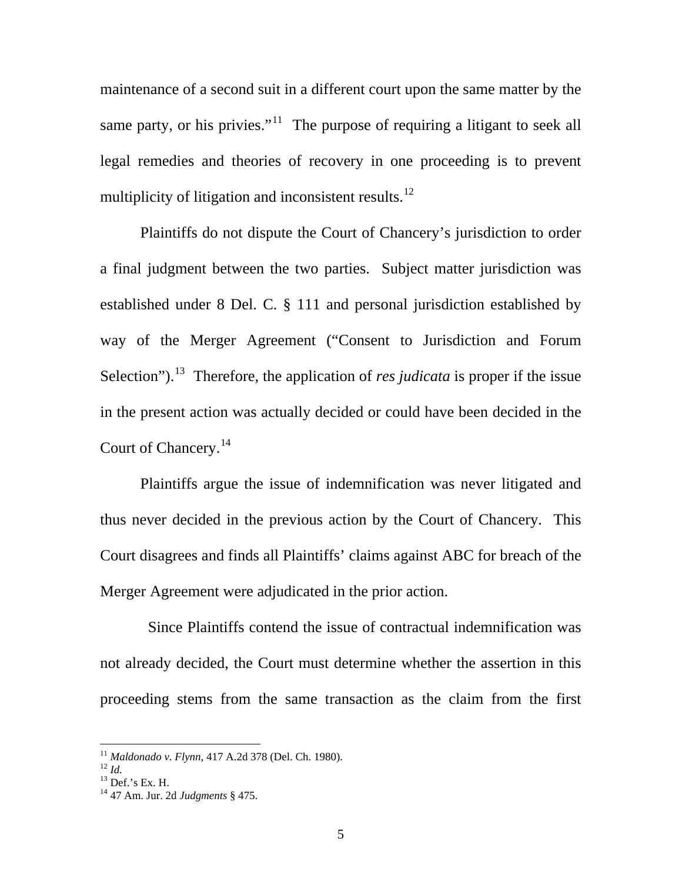maintenance of a second suit in a different court upon the same matter by the same party, or his privies."[11] The purpose of requiring a litigant to seek all legal remedies and theories of recovery in one proceeding is to prevent multiplicity of litigation and inconsistent results.[12]

Plaintiffs do not dispute the Court of Chancery's jurisdiction to order a final judgment between the two parties. Subject matter jurisdiction was established under 8 Del. C. § 111 and personal jurisdiction established by way of the Merger Agreement ("Consent to Jurisdiction and Forum Selection").[13] Therefore, the application of *res judicata* is proper if the issue in the present action was actually decided or could have been decided in the Court of Chancery.[14]

Plaintiffs argue the issue of indemnification was never litigated and thus never decided in the previous action by the Court of Chancery. This Court disagrees and finds all Plaintiffs' claims against ABC for breach of the Merger Agreement were adjudicated in the prior action.

Since Plaintiffs contend the issue of contractual indemnification was not already decided, the Court must determine whether the assertion in this proceeding stems from the same transaction as the claim from the first

---

[11] *Maldonado v. Flynn*, 417 A.2d 378 (Del. Ch. 1980).

[12] *Id.*

[13] Def.'s Ex. H.

[14] 47 Am. Jur. 2d *Judgments* § 475.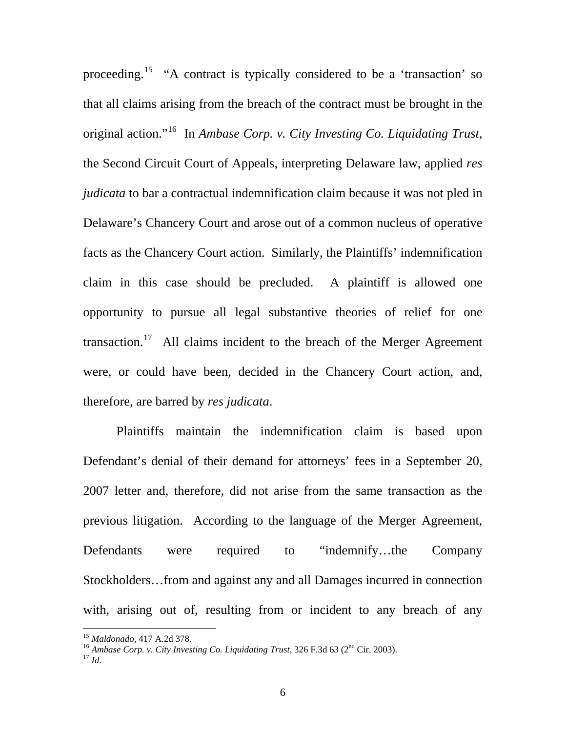proceeding.[15] "A contract is typically considered to be a 'transaction' so that all claims arising from the breach of the contract must be brought in the original action."[16] In *Ambase Corp. v. City Investing Co. Liquidating Trust*, the Second Circuit Court of Appeals, interpreting Delaware law, applied *res judicata* to bar a contractual indemnification claim because it was not pled in Delaware's Chancery Court and arose out of a common nucleus of operative facts as the Chancery Court action. Similarly, the Plaintiffs' indemnification claim in this case should be precluded. A plaintiff is allowed one opportunity to pursue all legal substantive theories of relief for one transaction.[17] All claims incident to the breach of the Merger Agreement were, or could have been, decided in the Chancery Court action, and, therefore, are barred by *res judicata*.

Plaintiffs maintain the indemnification claim is based upon Defendant's denial of their demand for attorneys' fees in a September 20, 2007 letter and, therefore, did not arise from the same transaction as the previous litigation. According to the language of the Merger Agreement, Defendants were required to "indemnify…the Company Stockholders…from and against any and all Damages incurred in connection with, arising out of, resulting from or incident to any breach of any

---

[15] *Maldonado*, 417 A.2d 378.

[16] *Ambase Corp. v. City Investing Co. Liquidating Trust*, 326 F.3d 63 (2nd Cir. 2003).

[17] *Id*.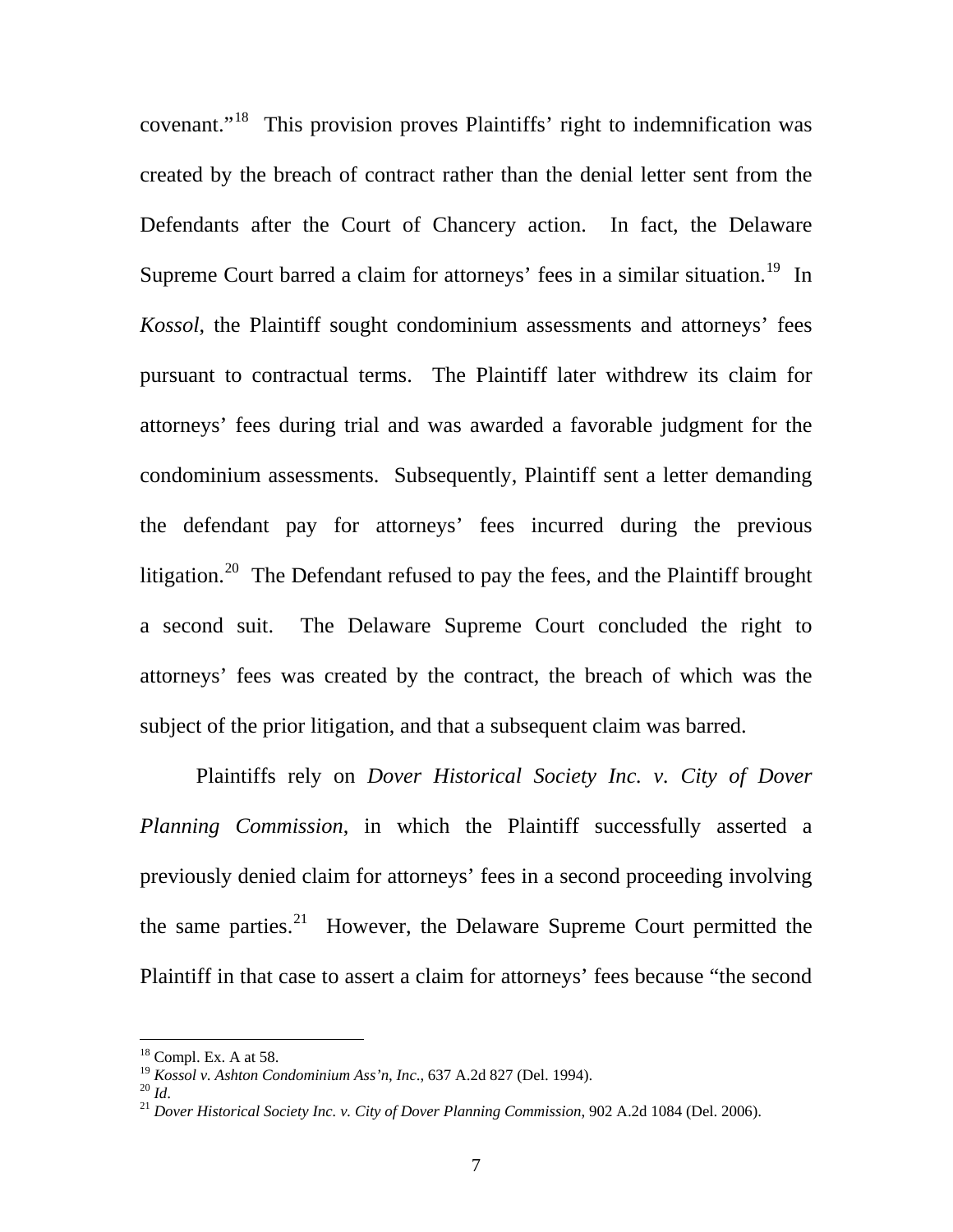covenant."[18] This provision proves Plaintiffs' right to indemnification was created by the breach of contract rather than the denial letter sent from the Defendants after the Court of Chancery action. In fact, the Delaware Supreme Court barred a claim for attorneys' fees in a similar situation.[19] In *Kossol*, the Plaintiff sought condominium assessments and attorneys' fees pursuant to contractual terms. The Plaintiff later withdrew its claim for attorneys' fees during trial and was awarded a favorable judgment for the condominium assessments. Subsequently, Plaintiff sent a letter demanding the defendant pay for attorneys' fees incurred during the previous litigation.[20] The Defendant refused to pay the fees, and the Plaintiff brought a second suit. The Delaware Supreme Court concluded the right to attorneys' fees was created by the contract, the breach of which was the subject of the prior litigation, and that a subsequent claim was barred.

Plaintiffs rely on *Dover Historical Society Inc. v. City of Dover Planning Commission*, in which the Plaintiff successfully asserted a previously denied claim for attorneys' fees in a second proceeding involving the same parties.[21] However, the Delaware Supreme Court permitted the Plaintiff in that case to assert a claim for attorneys' fees because "the second

---

[18] Compl. Ex. A at 58.

[19] *Kossol v. Ashton Condominium Ass'n, Inc.*, 637 A.2d 827 (Del. 1994).

[20] *Id*.

[21] *Dover Historical Society Inc. v. City of Dover Planning Commission*, 902 A.2d 1084 (Del. 2006).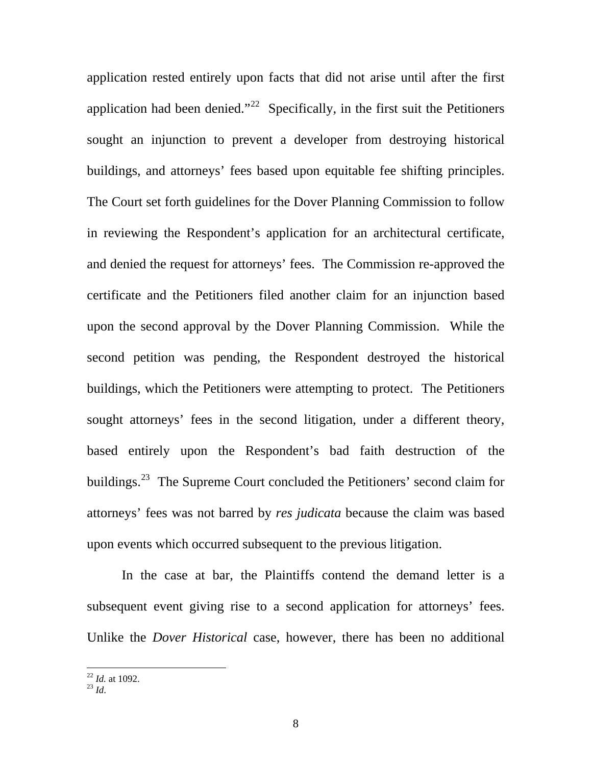application rested entirely upon facts that did not arise until after the first application had been denied."[22] Specifically, in the first suit the Petitioners sought an injunction to prevent a developer from destroying historical buildings, and attorneys' fees based upon equitable fee shifting principles. The Court set forth guidelines for the Dover Planning Commission to follow in reviewing the Respondent's application for an architectural certificate, and denied the request for attorneys' fees. The Commission re-approved the certificate and the Petitioners filed another claim for an injunction based upon the second approval by the Dover Planning Commission. While the second petition was pending, the Respondent destroyed the historical buildings, which the Petitioners were attempting to protect. The Petitioners sought attorneys' fees in the second litigation, under a different theory, based entirely upon the Respondent's bad faith destruction of the buildings.[23] The Supreme Court concluded the Petitioners' second claim for attorneys' fees was not barred by *res judicata* because the claim was based upon events which occurred subsequent to the previous litigation.

In the case at bar, the Plaintiffs contend the demand letter is a subsequent event giving rise to a second application for attorneys' fees. Unlike the *Dover Historical* case, however, there has been no additional

---

[22] *Id.* at 1092.
[23] *Id*.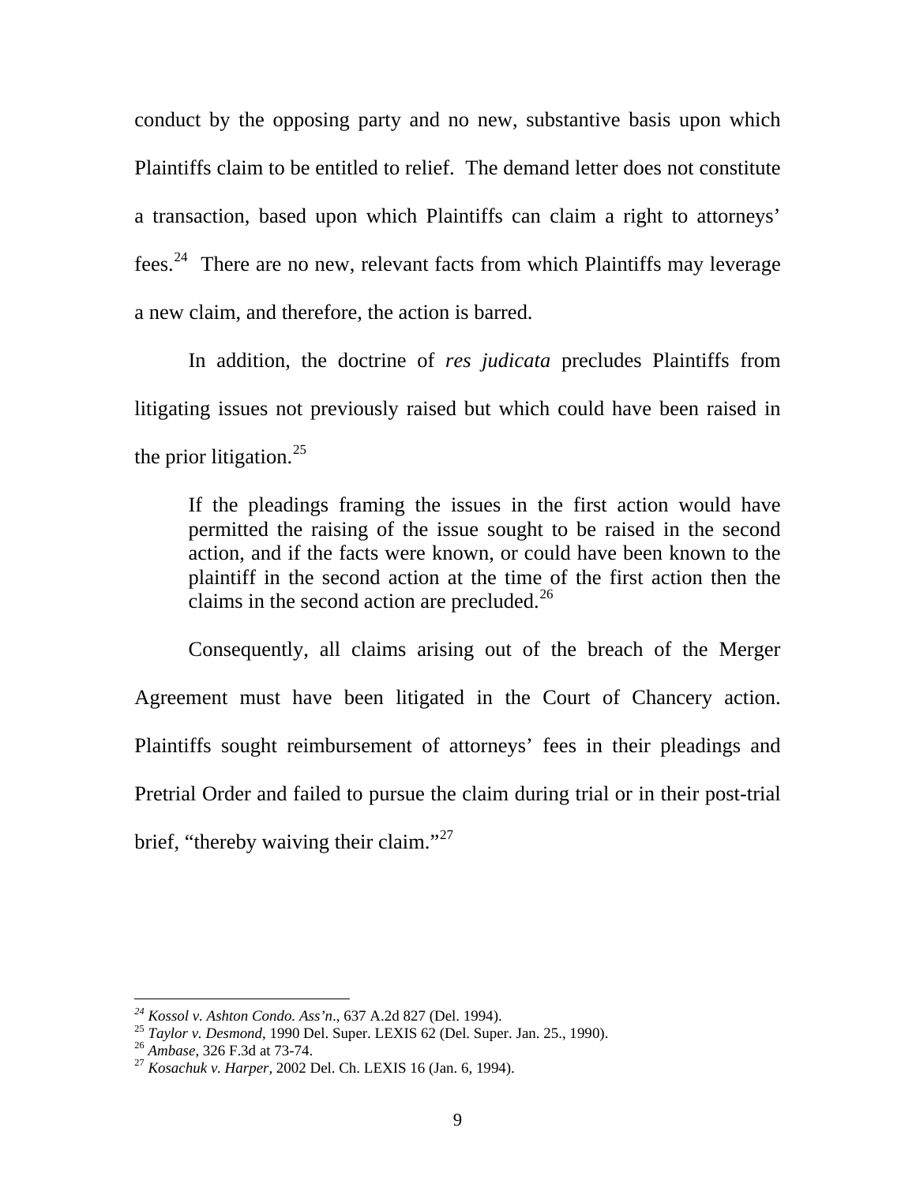conduct by the opposing party and no new, substantive basis upon which Plaintiffs claim to be entitled to relief. The demand letter does not constitute a transaction, based upon which Plaintiffs can claim a right to attorneys' fees.[24] There are no new, relevant facts from which Plaintiffs may leverage a new claim, and therefore, the action is barred.

In addition, the doctrine of *res judicata* precludes Plaintiffs from litigating issues not previously raised but which could have been raised in the prior litigation.[25]

> If the pleadings framing the issues in the first action would have permitted the raising of the issue sought to be raised in the second action, and if the facts were known, or could have been known to the plaintiff in the second action at the time of the first action then the claims in the second action are precluded.[26]

Consequently, all claims arising out of the breach of the Merger Agreement must have been litigated in the Court of Chancery action. Plaintiffs sought reimbursement of attorneys' fees in their pleadings and Pretrial Order and failed to pursue the claim during trial or in their post-trial brief, "thereby waiving their claim."[27]

---

[24] *Kossol v. Ashton Condo. Ass'n.*, 637 A.2d 827 (Del. 1994).

[25] *Taylor v. Desmond*, 1990 Del. Super. LEXIS 62 (Del. Super. Jan. 25., 1990).

[26] *Ambase*, 326 F.3d at 73-74.

[27] *Kosachuk v. Harper*, 2002 Del. Ch. LEXIS 16 (Jan. 6, 1994).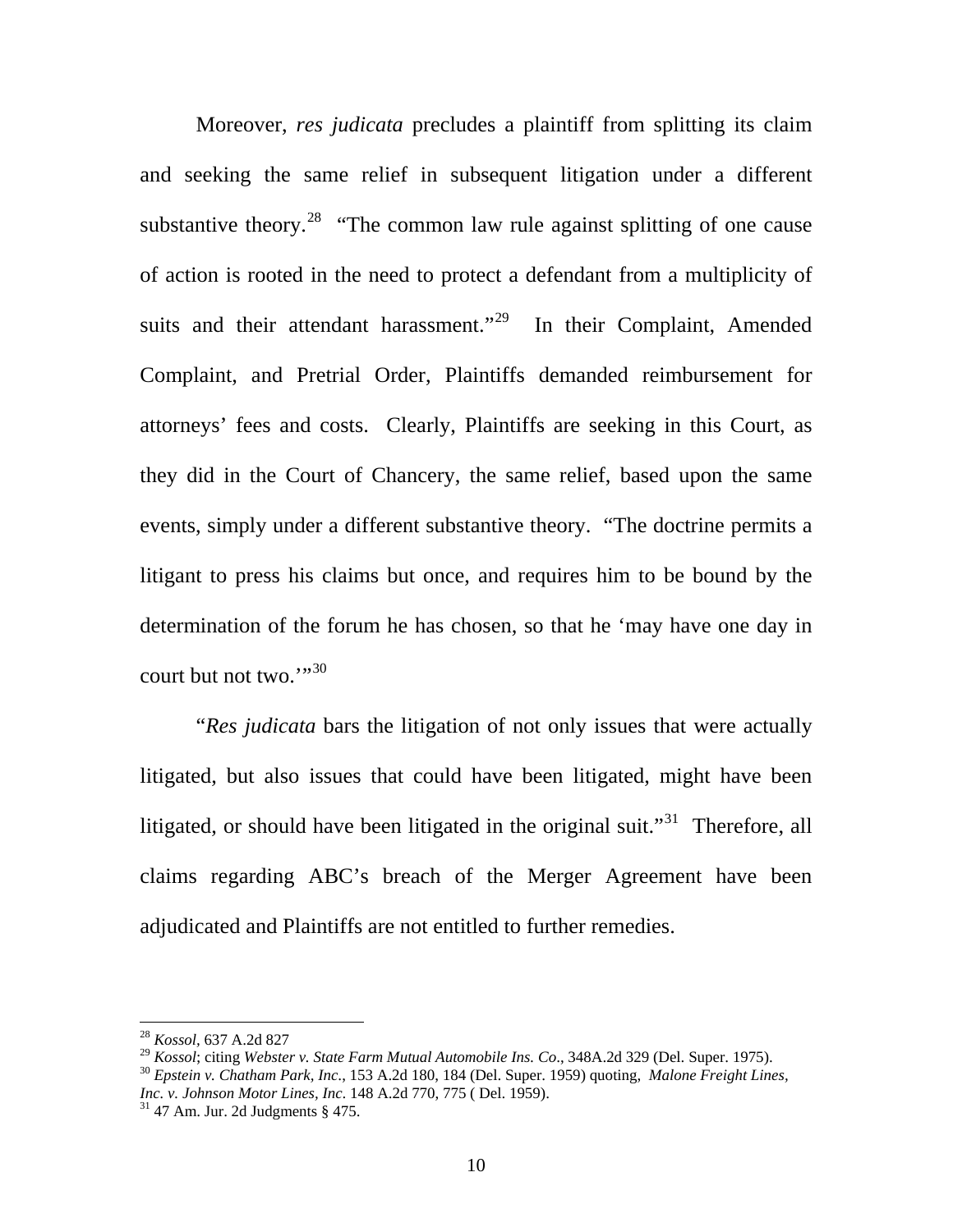Moreover, *res judicata* precludes a plaintiff from splitting its claim and seeking the same relief in subsequent litigation under a different substantive theory.[28] "The common law rule against splitting of one cause of action is rooted in the need to protect a defendant from a multiplicity of suits and their attendant harassment."[29] In their Complaint, Amended Complaint, and Pretrial Order, Plaintiffs demanded reimbursement for attorneys' fees and costs. Clearly, Plaintiffs are seeking in this Court, as they did in the Court of Chancery, the same relief, based upon the same events, simply under a different substantive theory. "The doctrine permits a litigant to press his claims but once, and requires him to be bound by the determination of the forum he has chosen, so that he 'may have one day in court but not two.'"[30]

"*Res judicata* bars the litigation of not only issues that were actually litigated, but also issues that could have been litigated, might have been litigated, or should have been litigated in the original suit."[31] Therefore, all claims regarding ABC's breach of the Merger Agreement have been adjudicated and Plaintiffs are not entitled to further remedies.

---

[28] *Kossol*, 637 A.2d 827

[29] *Kossol*; citing *Webster v. State Farm Mutual Automobile Ins. Co*., 348A.2d 329 (Del. Super. 1975).

[30] *Epstein v. Chatham Park, Inc.*, 153 A.2d 180, 184 (Del. Super. 1959) quoting, *Malone Freight Lines, Inc. v. Johnson Motor Lines, Inc*. 148 A.2d 770, 775 ( Del. 1959).

[31] 47 Am. Jur. 2d Judgments § 475.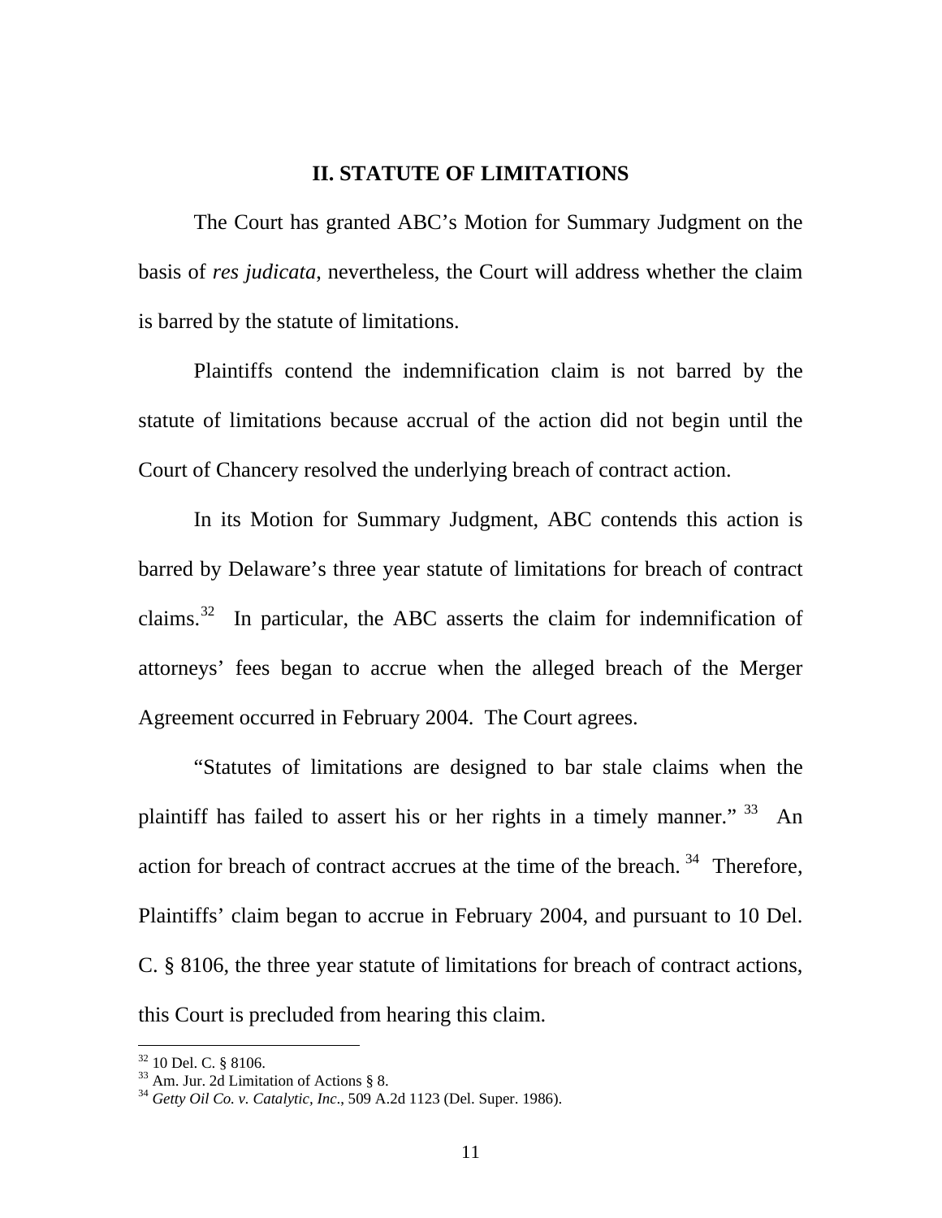## II. STATUTE OF LIMITATIONS

The Court has granted ABC's Motion for Summary Judgment on the basis of *res judicata*, nevertheless, the Court will address whether the claim is barred by the statute of limitations.

Plaintiffs contend the indemnification claim is not barred by the statute of limitations because accrual of the action did not begin until the Court of Chancery resolved the underlying breach of contract action.

In its Motion for Summary Judgment, ABC contends this action is barred by Delaware's three year statute of limitations for breach of contract claims.[32] In particular, the ABC asserts the claim for indemnification of attorneys' fees began to accrue when the alleged breach of the Merger Agreement occurred in February 2004. The Court agrees.

"Statutes of limitations are designed to bar stale claims when the plaintiff has failed to assert his or her rights in a timely manner."[33] An action for breach of contract accrues at the time of the breach.[34] Therefore, Plaintiffs' claim began to accrue in February 2004, and pursuant to 10 Del. C. § 8106, the three year statute of limitations for breach of contract actions, this Court is precluded from hearing this claim.

---

[32] 10 Del. C. § 8106.

[33] Am. Jur. 2d Limitation of Actions § 8.

[34] *Getty Oil Co. v. Catalytic, Inc*., 509 A.2d 1123 (Del. Super. 1986).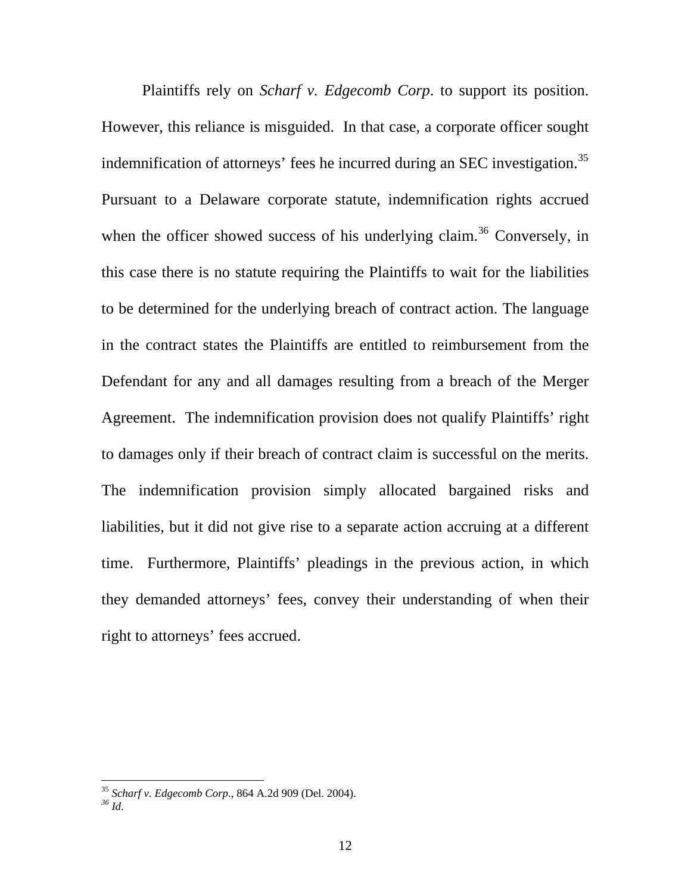Plaintiffs rely on *Scharf v. Edgecomb Corp.* to support its position. However, this reliance is misguided. In that case, a corporate officer sought indemnification of attorneys' fees he incurred during an SEC investigation.[35] Pursuant to a Delaware corporate statute, indemnification rights accrued when the officer showed success of his underlying claim.[36] Conversely, in this case there is no statute requiring the Plaintiffs to wait for the liabilities to be determined for the underlying breach of contract action. The language in the contract states the Plaintiffs are entitled to reimbursement from the Defendant for any and all damages resulting from a breach of the Merger Agreement. The indemnification provision does not qualify Plaintiffs' right to damages only if their breach of contract claim is successful on the merits. The indemnification provision simply allocated bargained risks and liabilities, but it did not give rise to a separate action accruing at a different time. Furthermore, Plaintiffs' pleadings in the previous action, in which they demanded attorneys' fees, convey their understanding of when their right to attorneys' fees accrued.

---

[35] *Scharf v. Edgecomb Corp.*, 864 A.2d 909 (Del. 2004).
[36] *Id.*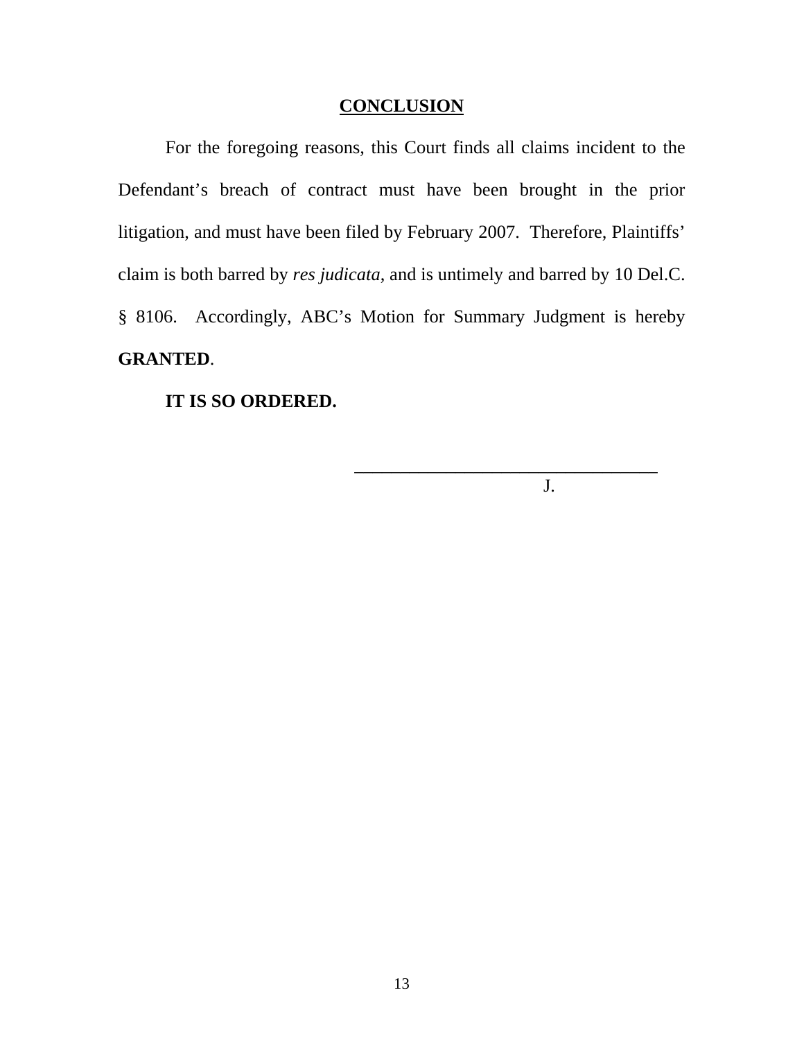## <u>CONCLUSION</u>

For the foregoing reasons, this Court finds all claims incident to the Defendant's breach of contract must have been brought in the prior litigation, and must have been filed by February 2007. Therefore, Plaintiffs' claim is both barred by *res judicata*, and is untimely and barred by 10 Del.C. § 8106. Accordingly, ABC's Motion for Summary Judgment is hereby **GRANTED**.

**IT IS SO ORDERED.**

___________________________________
J.